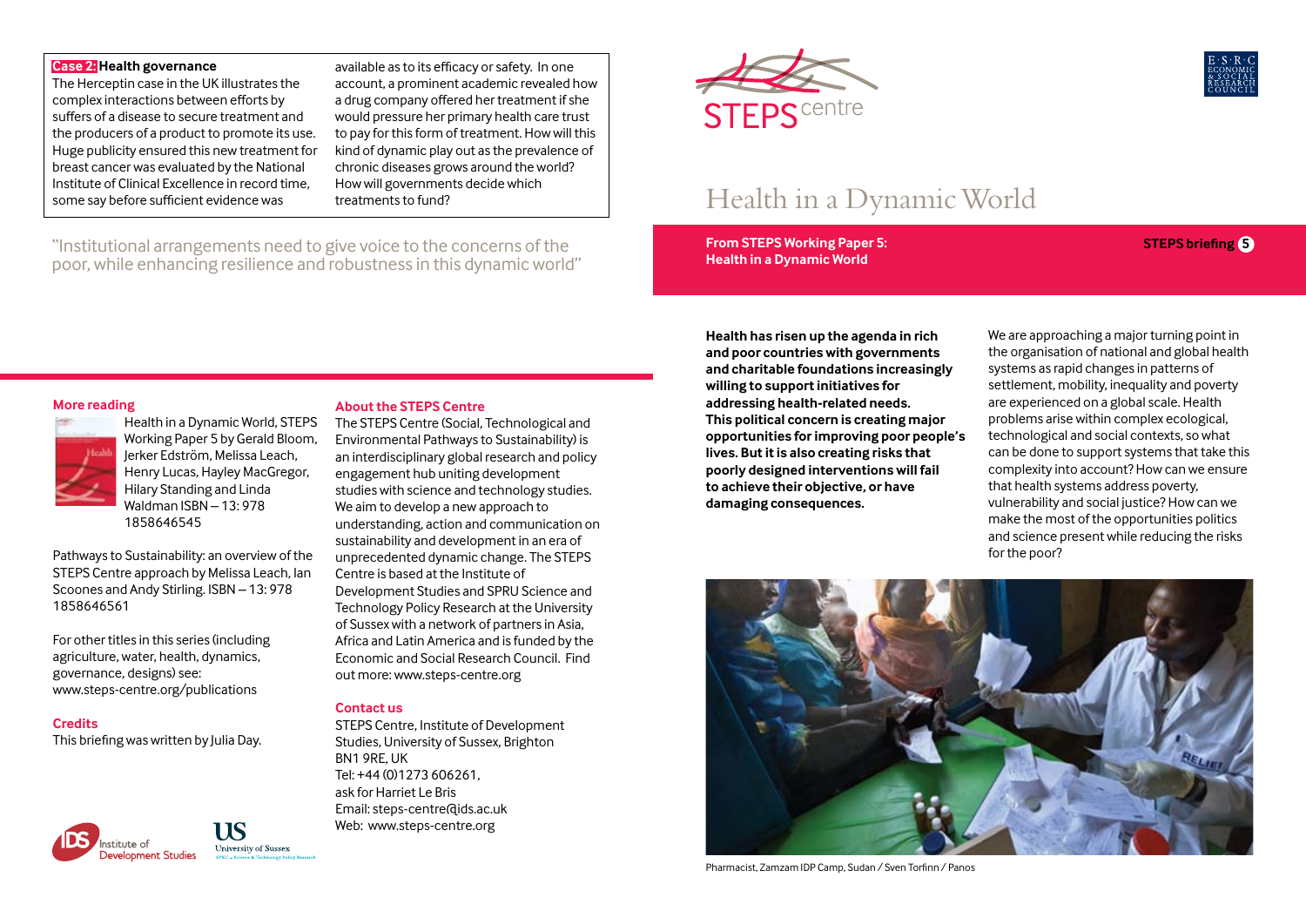# Health in a Dynamic World

**From STEPS Working Paper 5: Health in a Dynamic World**

**STEPS briefing 5**

**Health has risen up the agenda in rich and poor countries with governments and charitable foundations increasingly willing to support initiatives for addressing health-related needs. This political concern is creating major opportunities for improving poor people's lives. But it is also creating risks that poorly designed interventions will fail to achieve their objective, or have damaging consequences.**

We are approaching a major turning point in the organisation of national and global health systems as rapid changes in patterns of settlement, mobility, inequality and poverty are experienced on a global scale. Health problems arise within complex ecological, technological and social contexts, so what can be done to support systems that take this complexity into account? How can we ensure that health systems address poverty, vulnerability and social justice? How can we make the most of the opportunities politics and science present while reducing the risks for the poor?

Pharmacist, Zamzam IDP Camp, Sudan / Sven Torfinn / Panos

**Case 2: Health governance**

The Herceptin case in the UK illustrates the complex interactions between efforts by suffers of a disease to secure treatment and the producers of a product to promote its use. Huge publicity ensured this new treatment for breast cancer was evaluated by the National Institute of Clinical Excellence in record time, some say before sufficient evidence was available as to its efficacy or safety. In one account, a prominent academic revealed how a drug company offered her treatment if she would pressure her primary health care trust to pay for this form of treatment. How will this kind of dynamic play out as the prevalence of chronic diseases grows around the world? How will governments decide which treatments to fund?

"Institutional arrangements need to give voice to the concerns of the poor, while enhancing resilience and robustness in this dynamic world"

## More reading

Health in a Dynamic World, STEPS Working Paper 5 by Gerald Bloom, Jerker Edström, Melissa Leach, Henry Lucas, Hayley MacGregor, Hilary Standing and Linda Waldman ISBN – 13: 978 1858646545

Pathways to Sustainability: an overview of the STEPS Centre approach by Melissa Leach, Ian Scoones and Andy Stirling. ISBN – 13: 978 1858646561

For other titles in this series (including agriculture, water, health, dynamics, governance, designs) see: www.steps-centre.org/publications

## Credits

This briefing was written by Julia Day.

## About the STEPS Centre

The STEPS Centre (Social, Technological and Environmental Pathways to Sustainability) is an interdisciplinary global research and policy engagement hub uniting development studies with science and technology studies. We aim to develop a new approach to understanding, action and communication on sustainability and development in an era of unprecedented dynamic change. The STEPS Centre is based at the Institute of Development Studies and SPRU Science and Technology Policy Research at the University of Sussex with a network of partners in Asia, Africa and Latin America and is funded by the Economic and Social Research Council. Find out more: www.steps-centre.org

## Contact us

STEPS Centre, Institute of Development Studies, University of Sussex, Brighton BN1 9RE, UK
Tel: +44 (0)1273 606261, ask for Harriet Le Bris
Email: steps-centre@ids.ac.uk
Web: www.steps-centre.org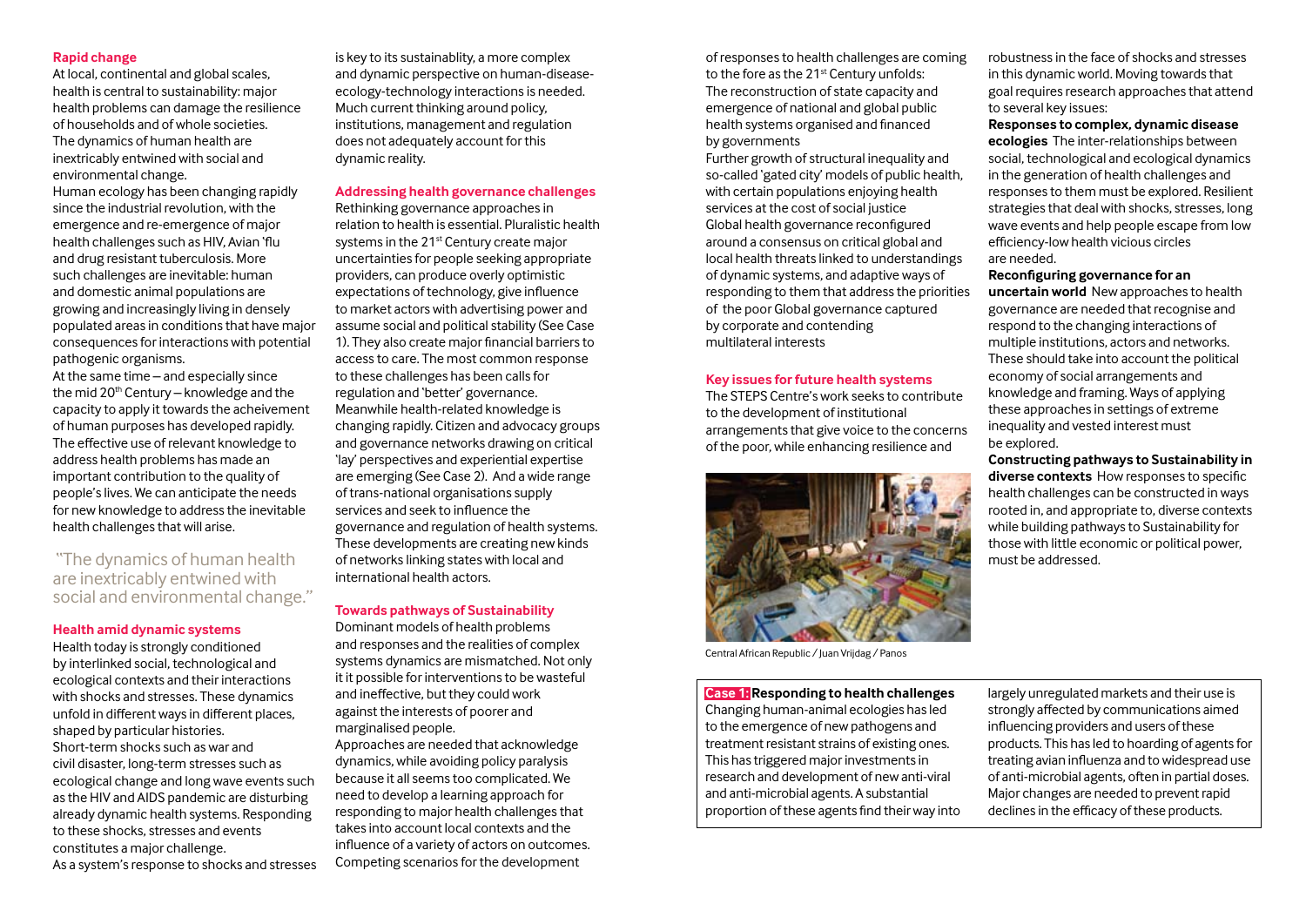### Rapid change

At local, continental and global scales, health is central to sustainability: major health problems can damage the resilience of households and of whole societies. The dynamics of human health are inextricably entwined with social and environmental change.

Human ecology has been changing rapidly since the industrial revolution, with the emergence and re-emergence of major health challenges such as HIV, Avian 'flu and drug resistant tuberculosis. More such challenges are inevitable: human and domestic animal populations are growing and increasingly living in densely populated areas in conditions that have major consequences for interactions with potential pathogenic organisms.

At the same time – and especially since the mid 20th Century – knowledge and the capacity to apply it towards the acheivement of human purposes has developed rapidly. The effective use of relevant knowledge to address health problems has made an important contribution to the quality of people's lives. We can anticipate the needs for new knowledge to address the inevitable health challenges that will arise.

> "The dynamics of human health are inextricably entwined with social and environmental change."

### Health amid dynamic systems

Health today is strongly conditioned by interlinked social, technological and ecological contexts and their interactions with shocks and stresses. These dynamics unfold in different ways in different places, shaped by particular histories.

Short-term shocks such as war and civil disaster, long-term stresses such as ecological change and long wave events such as the HIV and AIDS pandemic are disturbing already dynamic health systems. Responding to these shocks, stresses and events constitutes a major challenge.

As a system's response to shocks and stresses is key to its sustainablity, a more complex and dynamic perspective on human-disease-ecology-technology interactions is needed. Much current thinking around policy, institutions, management and regulation does not adequately account for this dynamic reality.

### Addressing health governance challenges

Rethinking governance approaches in relation to health is essential. Pluralistic health systems in the 21st Century create major uncertainties for people seeking appropriate providers, can produce overly optimistic expectations of technology, give influence to market actors with advertising power and assume social and political stability (See Case 1). They also create major financial barriers to access to care. The most common response to these challenges has been calls for regulation and 'better' governance.

Meanwhile health-related knowledge is changing rapidly. Citizen and advocacy groups and governance networks drawing on critical 'lay' perspectives and experiential expertise are emerging (See Case 2). And a wide range of trans-national organisations supply services and seek to influence the governance and regulation of health systems. These developments are creating new kinds of networks linking states with local and international health actors.

### Towards pathways of Sustainability

Dominant models of health problems and responses and the realities of complex systems dynamics are mismatched. Not only it it possible for interventions to be wasteful and ineffective, but they could work against the interests of poorer and marginalised people.

Approaches are needed that acknowledge dynamics, while avoiding policy paralysis because it all seems too complicated. We need to develop a learning approach for responding to major health challenges that takes into account local contexts and the influence of a variety of actors on outcomes.

Competing scenarios for the development of responses to health challenges are coming to the fore as the 21st Century unfolds:

The reconstruction of state capacity and emergence of national and global public health systems organised and financed by governments

Further growth of structural inequality and so-called 'gated city' models of public health, with certain populations enjoying health services at the cost of social justice

Global health governance reconfigured around a consensus on critical global and local health threats linked to understandings of dynamic systems, and adaptive ways of responding to them that address the priorities of the poor Global governance captured by corporate and contending multilateral interests

### Key issues for future health systems

The STEPS Centre's work seeks to contribute to the development of institutional arrangements that give voice to the concerns of the poor, while enhancing resilience and robustness in the face of shocks and stresses in this dynamic world. Moving towards that goal requires research approaches that attend to several key issues:

**Responses to complex, dynamic disease ecologies** The inter-relationships between social, technological and ecological dynamics in the generation of health challenges and responses to them must be explored. Resilient strategies that deal with shocks, stresses, long wave events and help people escape from low efficiency-low health vicious circles are needed.

**Reconfiguring governance for an uncertain world** New approaches to health governance are needed that recognise and respond to the changing interactions of multiple institutions, actors and networks. These should take into account the political economy of social arrangements and knowledge and framing. Ways of applying these approaches in settings of extreme inequality and vested interest must be explored.

**Constructing pathways to Sustainability in diverse contexts** How responses to specific health challenges can be constructed in ways rooted in, and appropriate to, diverse contexts while building pathways to Sustainability for those with little economic or political power, must be addressed.

Central African Republic / Juan Vrijdag / Panos

**Case 1: Responding to health challenges**

Changing human-animal ecologies has led to the emergence of new pathogens and treatment resistant strains of existing ones. This has triggered major investments in research and development of new anti-viral and anti-microbial agents. A substantial proportion of these agents find their way into largely unregulated markets and their use is strongly affected by communications aimed influencing providers and users of these products. This has led to hoarding of agents for treating avian influenza and to widespread use of anti-microbial agents, often in partial doses. Major changes are needed to prevent rapid declines in the efficacy of these products.